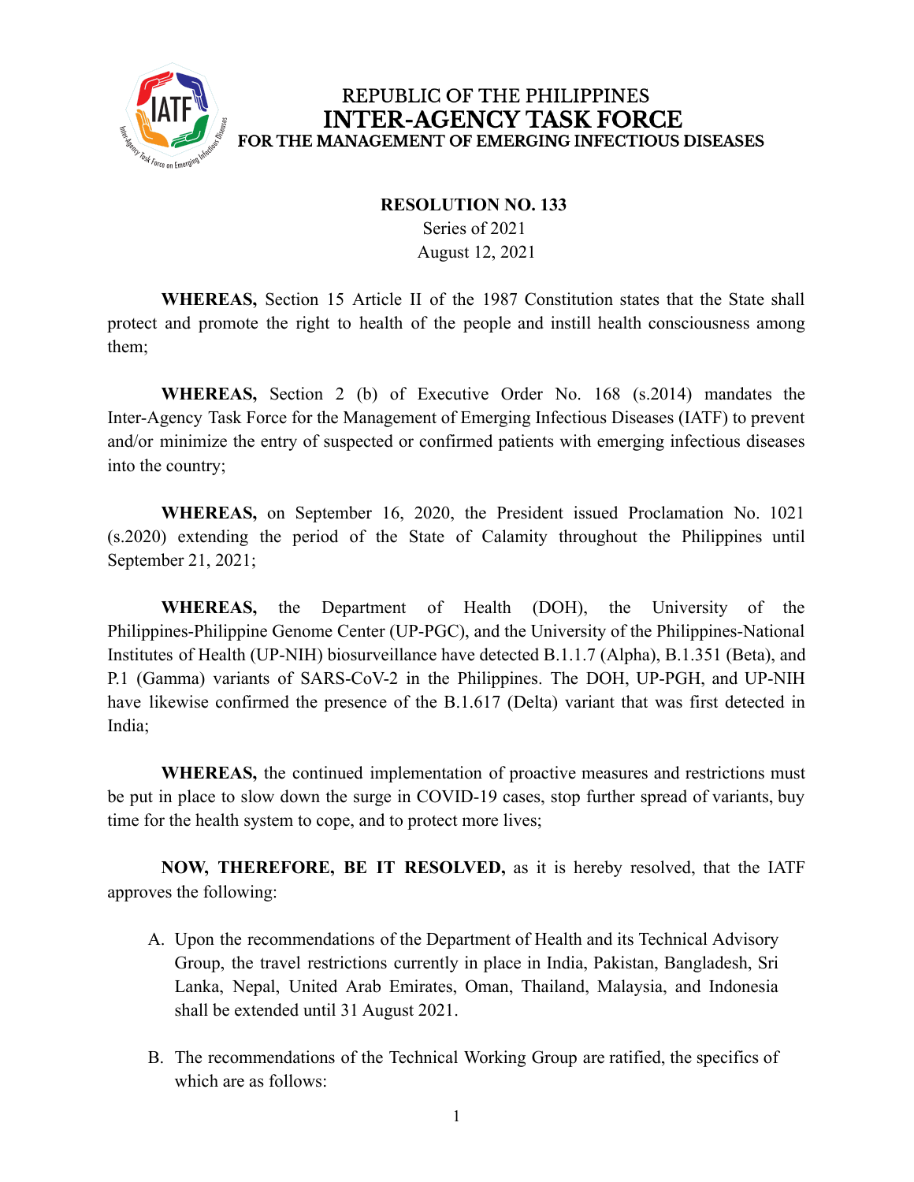REPUBLIC OF THE PHILIPPINES
# INTER-AGENCY TASK FORCE
## FOR THE MANAGEMENT OF EMERGING INFECTIOUS DISEASES

**RESOLUTION NO. 133**
Series of 2021
August 12, 2021

**WHEREAS,** Section 15 Article II of the 1987 Constitution states that the State shall protect and promote the right to health of the people and instill health consciousness among them;

**WHEREAS,** Section 2 (b) of Executive Order No. 168 (s.2014) mandates the Inter-Agency Task Force for the Management of Emerging Infectious Diseases (IATF) to prevent and/or minimize the entry of suspected or confirmed patients with emerging infectious diseases into the country;

**WHEREAS,** on September 16, 2020, the President issued Proclamation No. 1021 (s.2020) extending the period of the State of Calamity throughout the Philippines until September 21, 2021;

**WHEREAS,** the Department of Health (DOH), the University of the Philippines-Philippine Genome Center (UP-PGC), and the University of the Philippines-National Institutes of Health (UP-NIH) biosurveillance have detected B.1.1.7 (Alpha), B.1.351 (Beta), and P.1 (Gamma) variants of SARS-CoV-2 in the Philippines. The DOH, UP-PGH, and UP-NIH have likewise confirmed the presence of the B.1.617 (Delta) variant that was first detected in India;

**WHEREAS,** the continued implementation of proactive measures and restrictions must be put in place to slow down the surge in COVID-19 cases, stop further spread of variants, buy time for the health system to cope, and to protect more lives;

**NOW, THEREFORE, BE IT RESOLVED,** as it is hereby resolved, that the IATF approves the following:

A. Upon the recommendations of the Department of Health and its Technical Advisory Group, the travel restrictions currently in place in India, Pakistan, Bangladesh, Sri Lanka, Nepal, United Arab Emirates, Oman, Thailand, Malaysia, and Indonesia shall be extended until 31 August 2021.

B. The recommendations of the Technical Working Group are ratified, the specifics of which are as follows: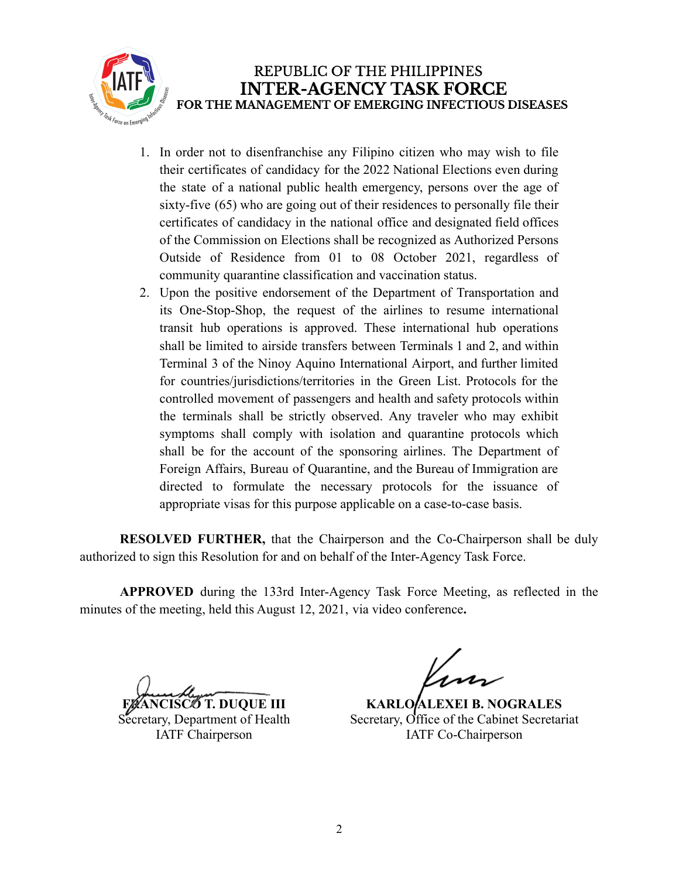1. In order not to disenfranchise any Filipino citizen who may wish to file their certificates of candidacy for the 2022 National Elections even during the state of a national public health emergency, persons over the age of sixty-five (65) who are going out of their residences to personally file their certificates of candidacy in the national office and designated field offices of the Commission on Elections shall be recognized as Authorized Persons Outside of Residence from 01 to 08 October 2021, regardless of community quarantine classification and vaccination status.
2. Upon the positive endorsement of the Department of Transportation and its One-Stop-Shop, the request of the airlines to resume international transit hub operations is approved. These international hub operations shall be limited to airside transfers between Terminals 1 and 2, and within Terminal 3 of the Ninoy Aquino International Airport, and further limited for countries/jurisdictions/territories in the Green List. Protocols for the controlled movement of passengers and health and safety protocols within the terminals shall be strictly observed. Any traveler who may exhibit symptoms shall comply with isolation and quarantine protocols which shall be for the account of the sponsoring airlines. The Department of Foreign Affairs, Bureau of Quarantine, and the Bureau of Immigration are directed to formulate the necessary protocols for the issuance of appropriate visas for this purpose applicable on a case-to-case basis.

**RESOLVED FURTHER,** that the Chairperson and the Co-Chairperson shall be duly authorized to sign this Resolution for and on behalf of the Inter-Agency Task Force.

**APPROVED** during the 133rd Inter-Agency Task Force Meeting, as reflected in the minutes of the meeting, held this August 12, 2021, via video conference**.**

**FRANCISCO T. DUQUE III**
Secretary, Department of Health
IATF Chairperson

**KARLO ALEXEI B. NOGRALES**
Secretary, Office of the Cabinet Secretariat
IATF Co-Chairperson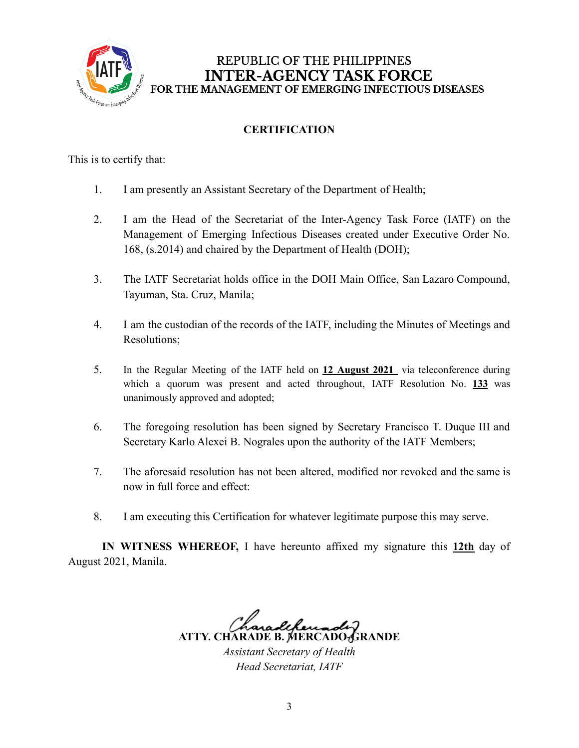REPUBLIC OF THE PHILIPPINES
# INTER-AGENCY TASK FORCE
FOR THE MANAGEMENT OF EMERGING INFECTIOUS DISEASES

## CERTIFICATION

This is to certify that:

1. I am presently an Assistant Secretary of the Department of Health;

2. I am the Head of the Secretariat of the Inter-Agency Task Force (IATF) on the Management of Emerging Infectious Diseases created under Executive Order No. 168, (s.2014) and chaired by the Department of Health (DOH);

3. The IATF Secretariat holds office in the DOH Main Office, San Lazaro Compound, Tayuman, Sta. Cruz, Manila;

4. I am the custodian of the records of the IATF, including the Minutes of Meetings and Resolutions;

5. In the Regular Meeting of the IATF held on **12 August 2021** via teleconference during which a quorum was present and acted throughout, IATF Resolution No. **133** was unanimously approved and adopted;

6. The foregoing resolution has been signed by Secretary Francisco T. Duque III and Secretary Karlo Alexei B. Nograles upon the authority of the IATF Members;

7. The aforesaid resolution has not been altered, modified nor revoked and the same is now in full force and effect:

8. I am executing this Certification for whatever legitimate purpose this may serve.

**IN WITNESS WHEREOF,** I have hereunto affixed my signature this **12th** day of August 2021, Manila.

**ATTY. CHARADE B. MERCADO-GRANDE**
*Assistant Secretary of Health*
*Head Secretariat, IATF*